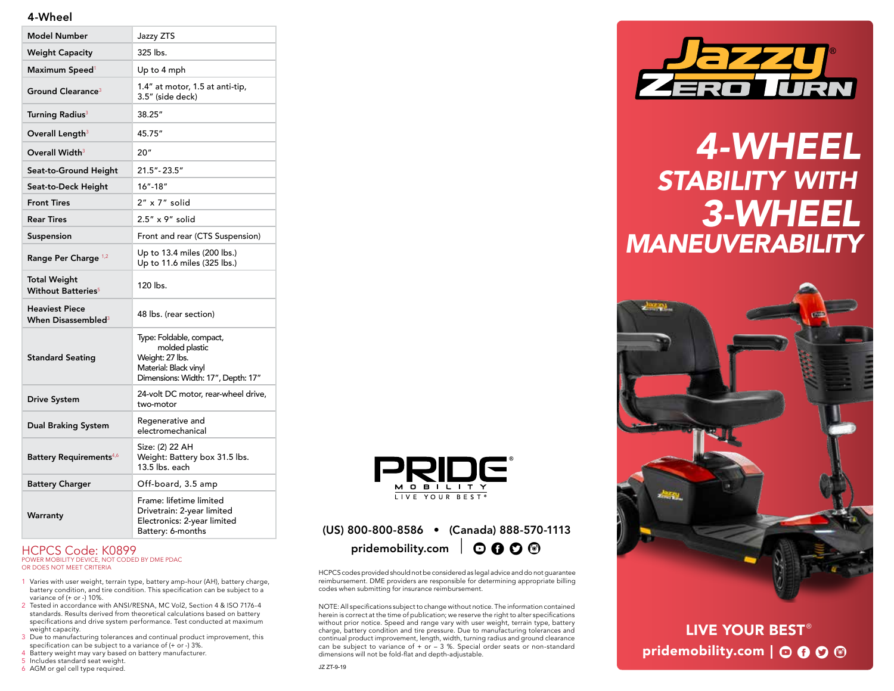## 4-Wheel

| | |
|---|---|
| Model Number | Jazzy ZTS |
| Weight Capacity | 325 lbs. |
| Maximum Speed[1] | Up to 4 mph |
| Ground Clearance[3] | 1.4" at motor, 1.5 at anti-tip, 3.5" (side deck) |
| Turning Radius[3] | 38.25" |
| Overall Length[3] | 45.75" |
| Overall Width[3] | 20" |
| Seat-to-Ground Height | 21.5"- 23.5" |
| Seat-to-Deck Height | 16"-18" |
| Front Tires | 2" x 7" solid |
| Rear Tires | 2.5" x 9" solid |
| Suspension | Front and rear (CTS Suspension) |
| Range Per Charge [1,2] | Up to 13.4 miles (200 lbs.)<br>Up to 11.6 miles (325 lbs.) |
| Total Weight Without Batteries[5] | 120 lbs. |
| Heaviest Piece When Disassembled[3] | 48 lbs. (rear section) |
| Standard Seating | Type: Foldable, compact, molded plastic<br>Weight: 27 lbs.<br>Material: Black vinyl<br>Dimensions: Width: 17", Depth: 17" |
| Drive System | 24-volt DC motor, rear-wheel drive, two-motor |
| Dual Braking System | Regenerative and electromechanical |
| Battery Requirements[4,6] | Size: (2) 22 AH<br>Weight: Battery box 31.5 lbs. 13.5 lbs. each |
| Battery Charger | Off-board, 3.5 amp |
| Warranty | Frame: lifetime limited<br>Drivetrain: 2-year limited<br>Electronics: 2-year limited<br>Battery: 6-months |

### HCPCS Code: K0899

POWER MOBILITY DEVICE, NOT CODED BY DME PDAC OR DOES NOT MEET CRITERIA

1. Varies with user weight, terrain type, battery amp-hour (AH), battery charge, battery condition, and tire condition. This specification can be subject to a variance of (+ or -) 10%.
2. Tested in accordance with ANSI/RESNA, MC Vol2, Section 4 & ISO 7176-4 standards. Results derived from theoretical calculations based on battery specifications and drive system performance. Test conducted at maximum weight capacity.
3. Due to manufacturing tolerances and continual product improvement, this specification can be subject to a variance of (+ or -) 3%.
4. Battery weight may vary based on battery manufacturer.
5. Includes standard seat weight.
6. AGM or gel cell type required.

**PRIDE MOBILITY** — LIVE YOUR BEST®

**(US) 800-800-8586 • (Canada) 888-570-1113**

**pridemobility.com**

HCPCS codes provided should not be considered as legal advice and do not guarantee reimbursement. DME providers are responsible for determining appropriate billing codes when submitting for insurance reimbursement.

NOTE: All specifications subject to change without notice. The information contained herein is correct at the time of publication; we reserve the right to alter specifications without prior notice. Speed and range vary with user weight, terrain type, battery charge, battery condition and tire pressure. Due to manufacturing tolerances and continual product improvement, length, width, turning radius and ground clearance can be subject to variance of + or – 3 %. Special order seats or non-standard dimensions will not be fold-flat and depth-adjustable.

JZ ZT-9-19

# Jazzy® Zero Turn

## 4-WHEEL STABILITY WITH 3-WHEEL MANEUVERABILITY

**LIVE YOUR BEST®**

**pridemobility.com**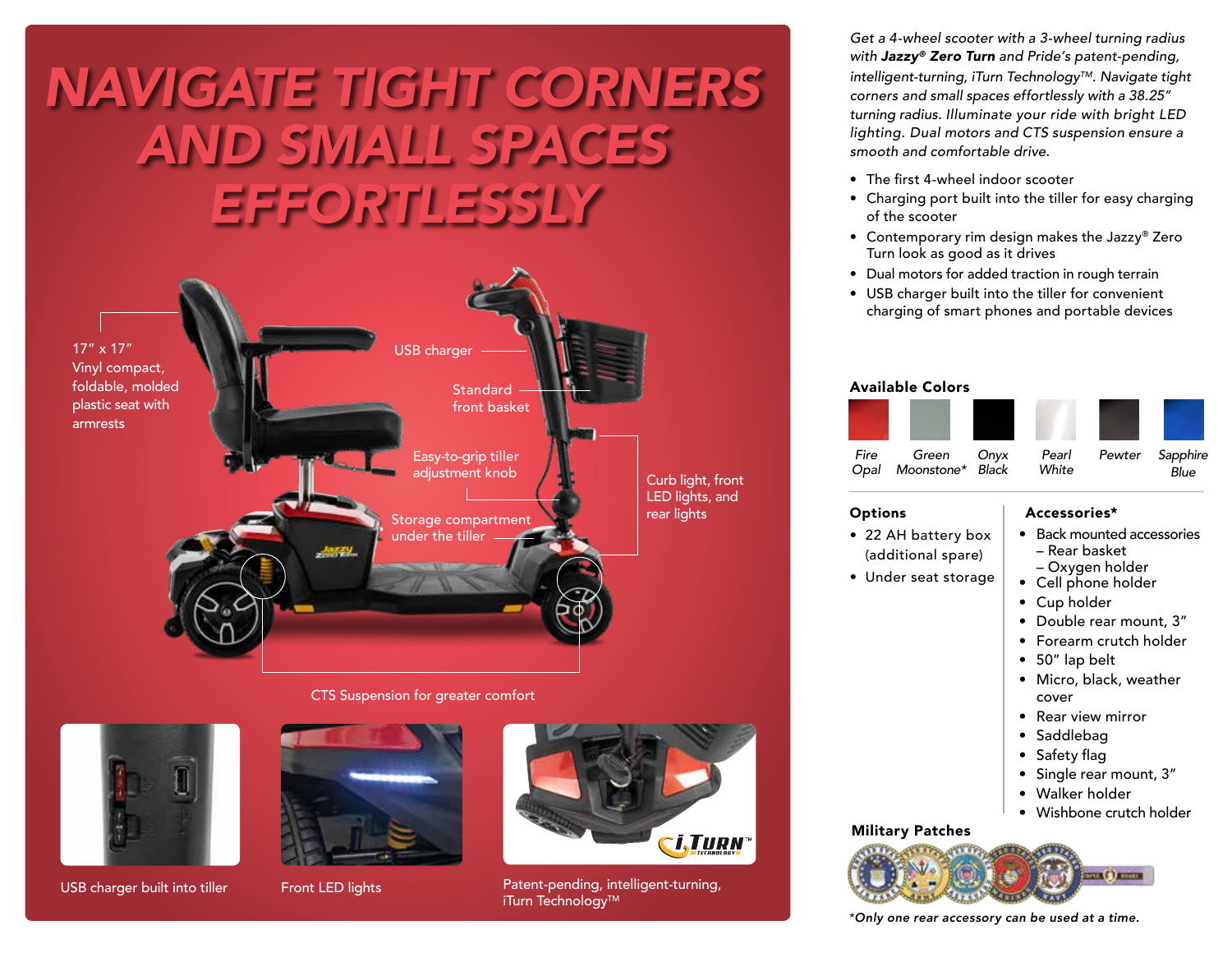# NAVIGATE TIGHT CORNERS AND SMALL SPACES EFFORTLESSLY

17" x 17" Vinyl compact, foldable, molded plastic seat with armrests

USB charger

Standard front basket

Easy-to-grip tiller adjustment knob

Storage compartment under the tiller

Curb light, front LED lights, and rear lights

CTS Suspension for greater comfort

USB charger built into tiller

Front LED lights

Patent-pending, intelligent-turning, iTurn Technology™

*Get a 4-wheel scooter with a 3-wheel turning radius with **Jazzy® Zero Turn** and Pride's patent-pending, intelligent-turning, iTurn Technology™. Navigate tight corners and small spaces effortlessly with a 38.25" turning radius. Illuminate your ride with bright LED lighting. Dual motors and CTS suspension ensure a smooth and comfortable drive.*

- The first 4-wheel indoor scooter
- Charging port built into the tiller for easy charging of the scooter
- Contemporary rim design makes the Jazzy® Zero Turn look as good as it drives
- Dual motors for added traction in rough terrain
- USB charger built into the tiller for convenient charging of smart phones and portable devices

## Available Colors

*Fire Opal*, *Green Moonstone**, *Onyx Black*, *Pearl White*, *Pewter*, *Sapphire Blue*

## Options

- 22 AH battery box (additional spare)
- Under seat storage

## Accessories*

- Back mounted accessories
  – Rear basket
  – Oxygen holder
- Cell phone holder
- Cup holder
- Double rear mount, 3"
- Forearm crutch holder
- 50" lap belt
- Micro, black, weather cover
- Rear view mirror
- Saddlebag
- Safety flag
- Single rear mount, 3"
- Walker holder
- Wishbone crutch holder

## Military Patches

**Only one rear accessory can be used at a time.*